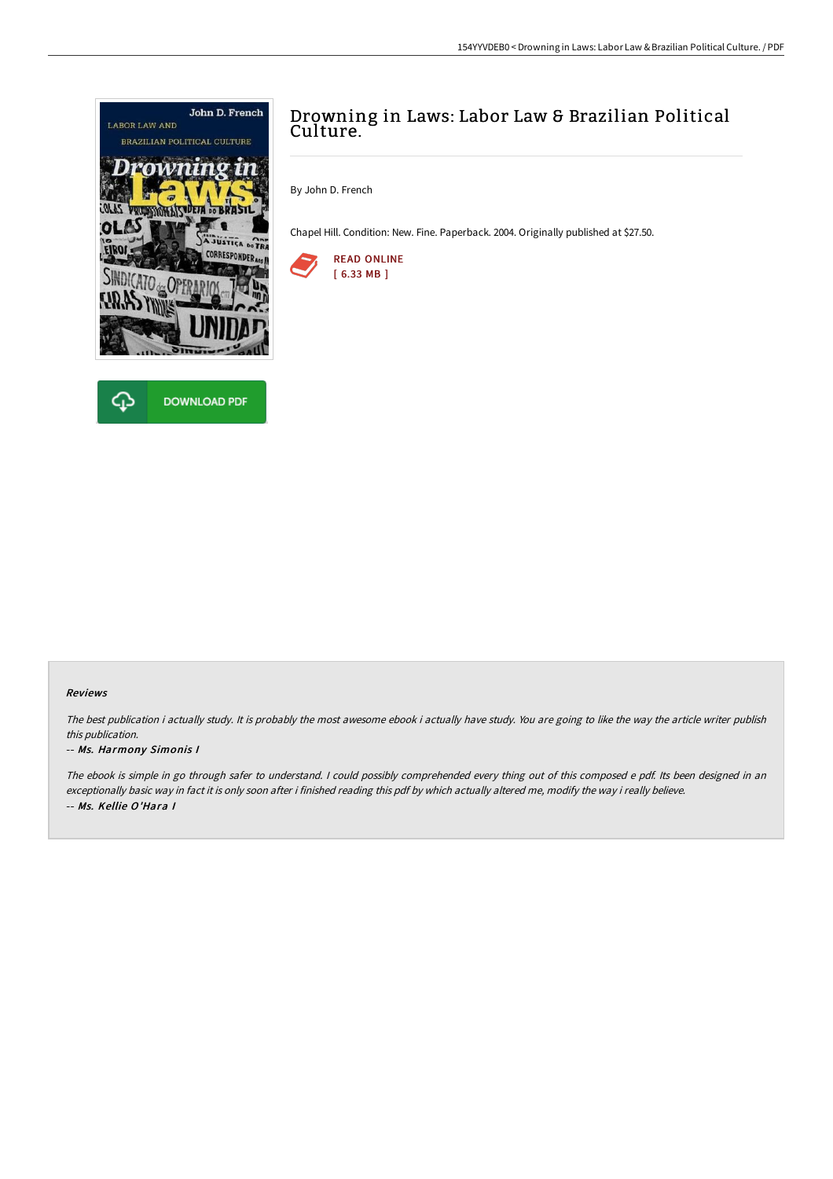# Drowning in Laws: Labor Law & Brazilian Political Culture.

By John D. French

Chapel Hill. Condition: New. Fine. Paperback. 2004. Originally published at $27.50.

READ ONLINE
[ 6.33 MB ]

DOWNLOAD PDF

### Reviews

*The best publication i actually study. It is probably the most awesome ebook i actually have study. You are going to like the way the article writer publish this publication.*

*-- Ms. Harmony Simonis I*

*The ebook is simple in go through safer to understand. I could possibly comprehended every thing out of this composed e pdf. Its been designed in an exceptionally basic way in fact it is only soon after i finished reading this pdf by which actually altered me, modify the way i really believe.*

*-- Ms. Kellie O'Hara I*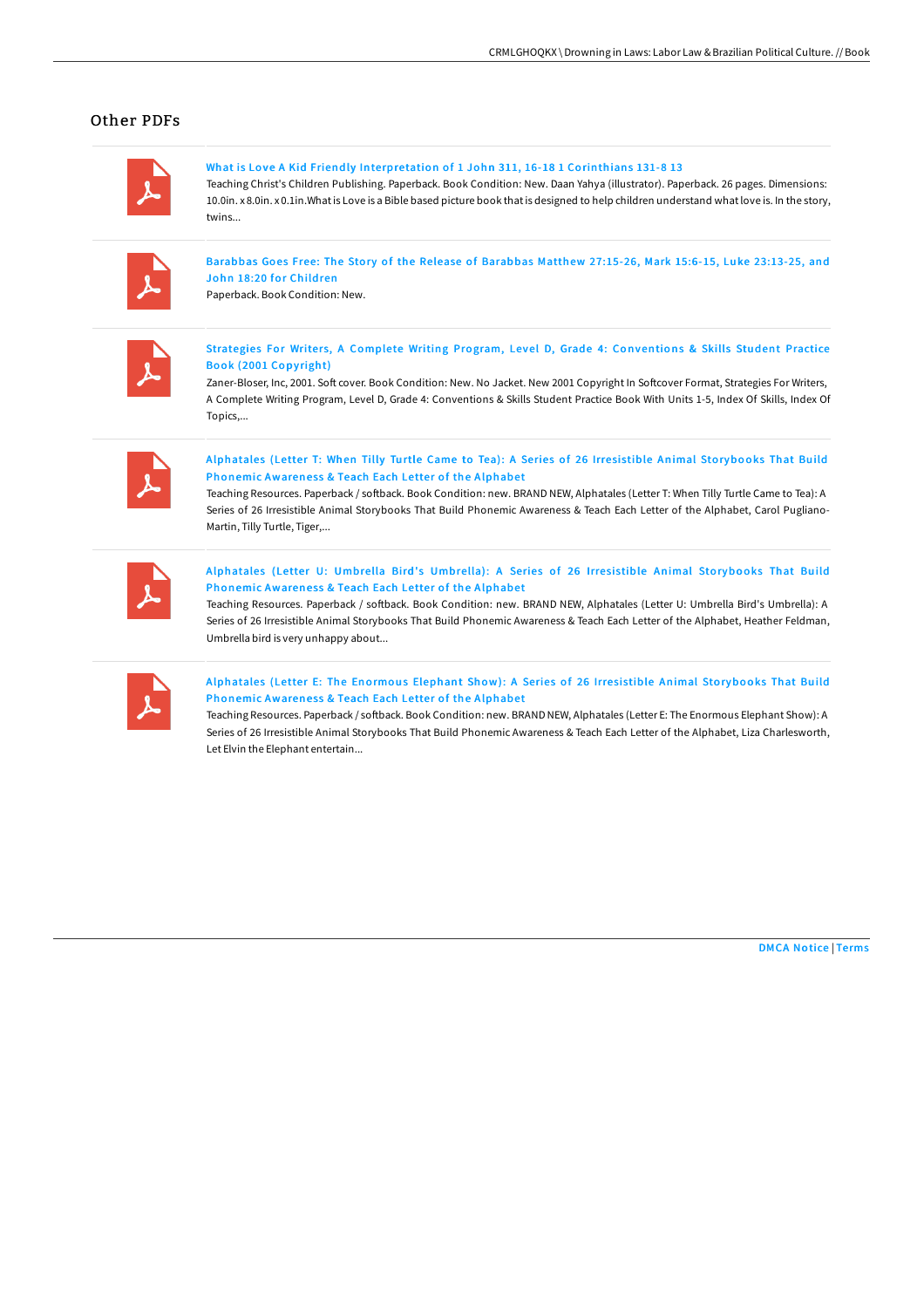## Other PDFs

[What is Love A Kid Friendly Interpretation of 1 John 311, 16-18 1 Corinthians 131-8 13]

Teaching Christ's Children Publishing. Paperback. Book Condition: New. Daan Yahya (illustrator). Paperback. 26 pages. Dimensions: 10.0in. x 8.0in. x 0.1in.What is Love is a Bible based picture book that is designed to help children understand what love is. In the story, twins...

[Barabbas Goes Free: The Story of the Release of Barabbas Matthew 27:15-26, Mark 15:6-15, Luke 23:13-25, and John 18:20 for Children]

Paperback. Book Condition: New.

[Strategies For Writers, A Complete Writing Program, Level D, Grade 4: Conventions & Skills Student Practice Book (2001 Copyright)]

Zaner-Bloser, Inc, 2001. Soft cover. Book Condition: New. No Jacket. New 2001 Copyright In Softcover Format, Strategies For Writers, A Complete Writing Program, Level D, Grade 4: Conventions & Skills Student Practice Book With Units 1-5, Index Of Skills, Index Of Topics,...

[Alphatales (Letter T: When Tilly Turtle Came to Tea): A Series of 26 Irresistible Animal Storybooks That Build Phonemic Awareness & Teach Each Letter of the Alphabet]

Teaching Resources. Paperback / softback. Book Condition: new. BRAND NEW, Alphatales (Letter T: When Tilly Turtle Came to Tea): A Series of 26 Irresistible Animal Storybooks That Build Phonemic Awareness & Teach Each Letter of the Alphabet, Carol Pugliano-Martin, Tilly Turtle, Tiger,...

[Alphatales (Letter U: Umbrella Bird's Umbrella): A Series of 26 Irresistible Animal Storybooks That Build Phonemic Awareness & Teach Each Letter of the Alphabet]

Teaching Resources. Paperback / softback. Book Condition: new. BRAND NEW, Alphatales (Letter U: Umbrella Bird's Umbrella): A Series of 26 Irresistible Animal Storybooks That Build Phonemic Awareness & Teach Each Letter of the Alphabet, Heather Feldman, Umbrella bird is very unhappy about...

[Alphatales (Letter E: The Enormous Elephant Show): A Series of 26 Irresistible Animal Storybooks That Build Phonemic Awareness & Teach Each Letter of the Alphabet]

Teaching Resources. Paperback / softback. Book Condition: new. BRAND NEW, Alphatales (Letter E: The Enormous Elephant Show): A Series of 26 Irresistible Animal Storybooks That Build Phonemic Awareness & Teach Each Letter of the Alphabet, Liza Charlesworth, Let Elvin the Elephant entertain...